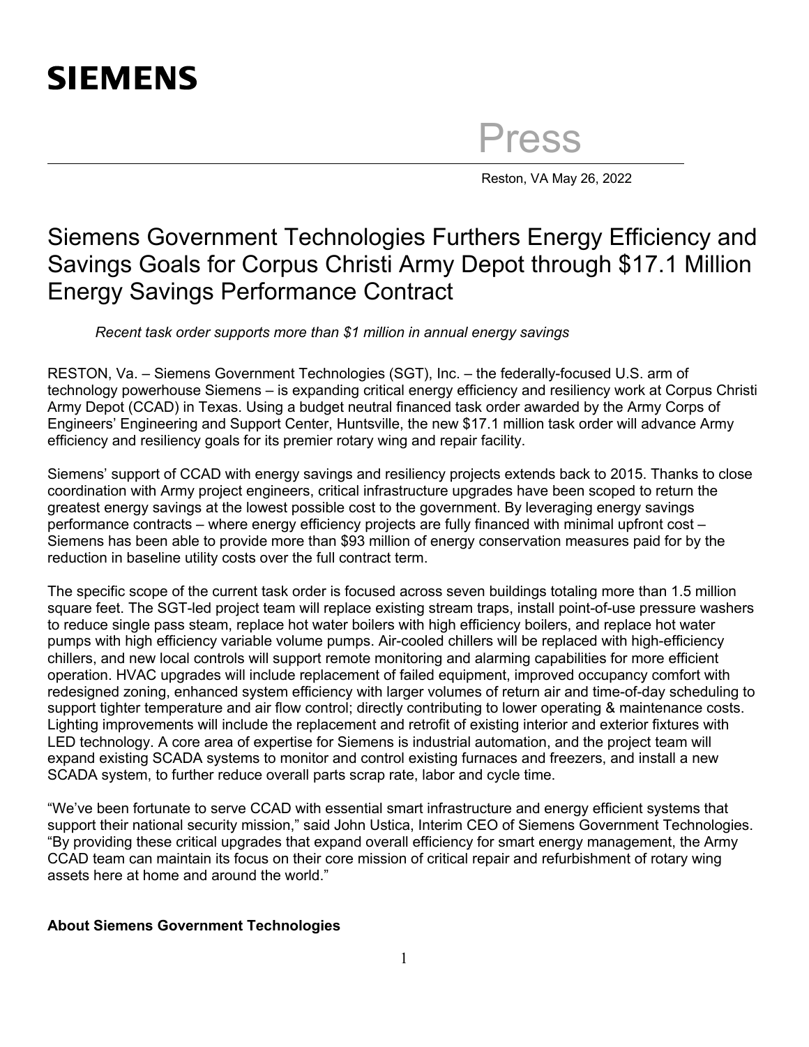SIEMENS

Press

Reston, VA May 26, 2022

# Siemens Government Technologies Furthers Energy Efficiency and Savings Goals for Corpus Christi Army Depot through $17.1 Million Energy Savings Performance Contract

*Recent task order supports more than $1 million in annual energy savings*

RESTON, Va. – Siemens Government Technologies (SGT), Inc. – the federally-focused U.S. arm of technology powerhouse Siemens – is expanding critical energy efficiency and resiliency work at Corpus Christi Army Depot (CCAD) in Texas. Using a budget neutral financed task order awarded by the Army Corps of Engineers' Engineering and Support Center, Huntsville, the new $17.1 million task order will advance Army efficiency and resiliency goals for its premier rotary wing and repair facility.

Siemens' support of CCAD with energy savings and resiliency projects extends back to 2015. Thanks to close coordination with Army project engineers, critical infrastructure upgrades have been scoped to return the greatest energy savings at the lowest possible cost to the government. By leveraging energy savings performance contracts – where energy efficiency projects are fully financed with minimal upfront cost – Siemens has been able to provide more than $93 million of energy conservation measures paid for by the reduction in baseline utility costs over the full contract term.

The specific scope of the current task order is focused across seven buildings totaling more than 1.5 million square feet. The SGT-led project team will replace existing stream traps, install point-of-use pressure washers to reduce single pass steam, replace hot water boilers with high efficiency boilers, and replace hot water pumps with high efficiency variable volume pumps. Air-cooled chillers will be replaced with high-efficiency chillers, and new local controls will support remote monitoring and alarming capabilities for more efficient operation. HVAC upgrades will include replacement of failed equipment, improved occupancy comfort with redesigned zoning, enhanced system efficiency with larger volumes of return air and time-of-day scheduling to support tighter temperature and air flow control; directly contributing to lower operating & maintenance costs. Lighting improvements will include the replacement and retrofit of existing interior and exterior fixtures with LED technology. A core area of expertise for Siemens is industrial automation, and the project team will expand existing SCADA systems to monitor and control existing furnaces and freezers, and install a new SCADA system, to further reduce overall parts scrap rate, labor and cycle time.

"We've been fortunate to serve CCAD with essential smart infrastructure and energy efficient systems that support their national security mission," said John Ustica, Interim CEO of Siemens Government Technologies. "By providing these critical upgrades that expand overall efficiency for smart energy management, the Army CCAD team can maintain its focus on their core mission of critical repair and refurbishment of rotary wing assets here at home and around the world."

**About Siemens Government Technologies**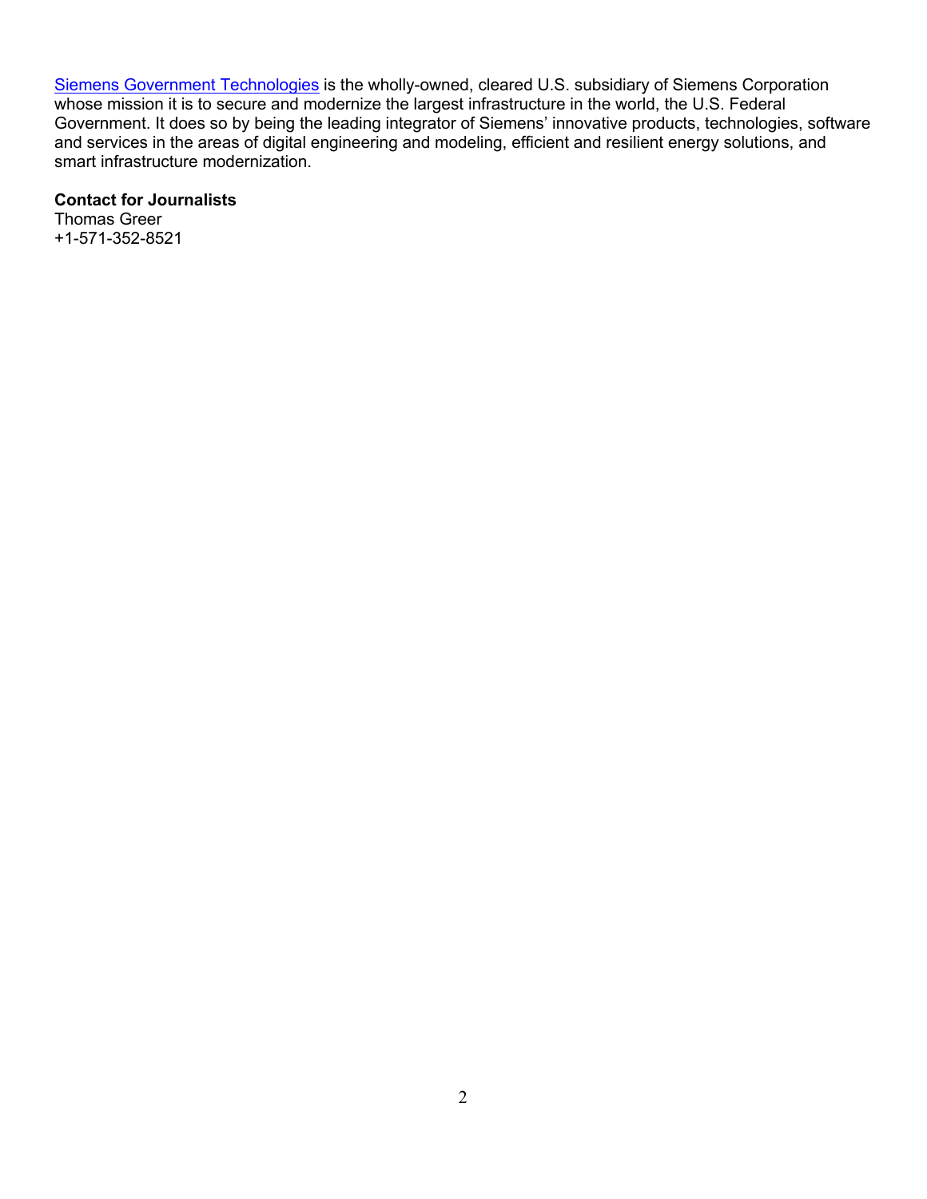Siemens Government Technologies is the wholly-owned, cleared U.S. subsidiary of Siemens Corporation whose mission it is to secure and modernize the largest infrastructure in the world, the U.S. Federal Government. It does so by being the leading integrator of Siemens' innovative products, technologies, software and services in the areas of digital engineering and modeling, efficient and resilient energy solutions, and smart infrastructure modernization.

**Contact for Journalists**
Thomas Greer
+1-571-352-8521